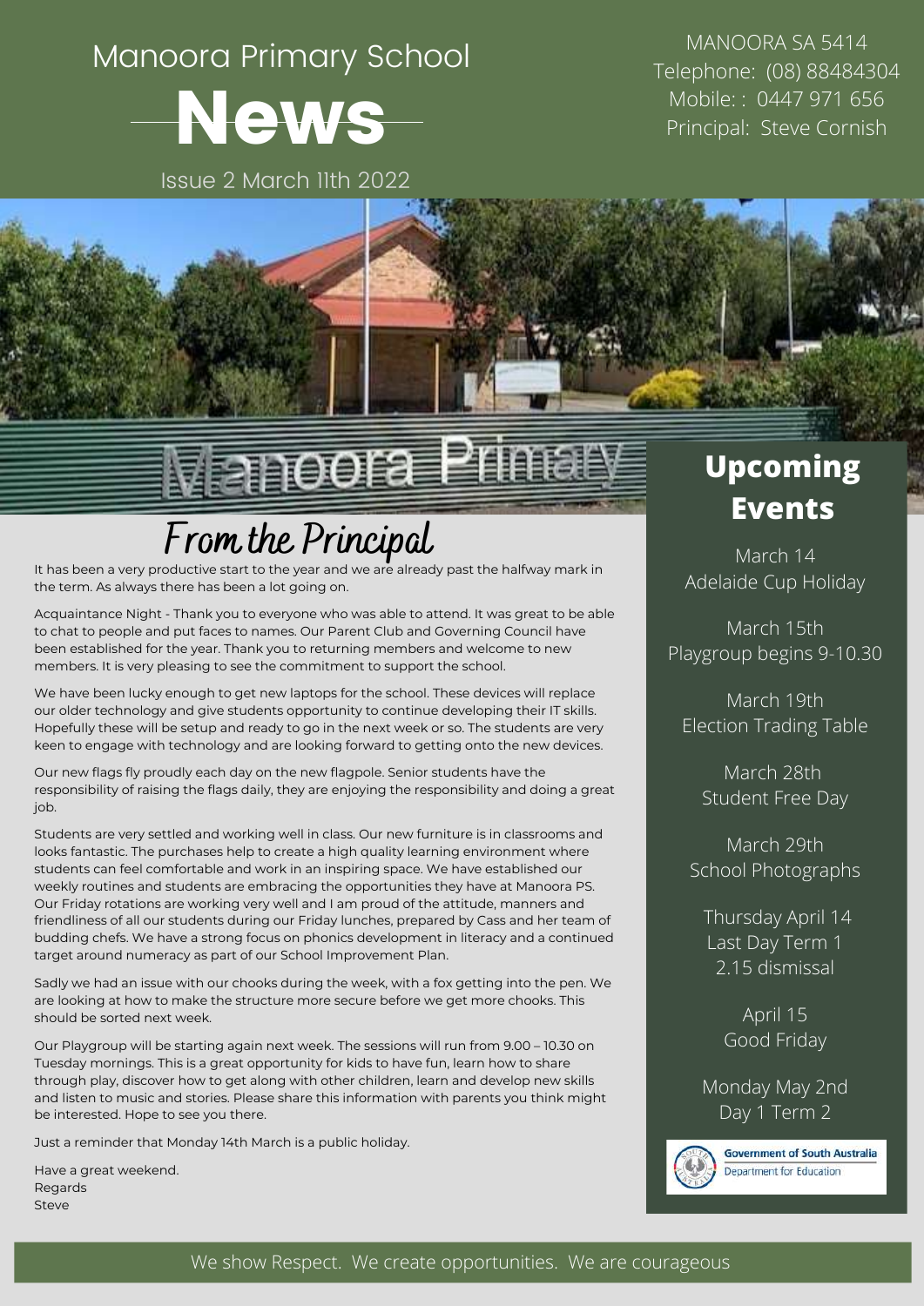# Manoora Primary School News

Issue 2 March 11th 2022

MANOORA SA 5414
Telephone: (08) 88484304
Mobile: : 0447 971 656
Principal: Steve Cornish

## From the Principal

It has been a very productive start to the year and we are already past the halfway mark in the term. As always there has been a lot going on.

Acquaintance Night - Thank you to everyone who was able to attend. It was great to be able to chat to people and put faces to names. Our Parent Club and Governing Council have been established for the year. Thank you to returning members and welcome to new members. It is very pleasing to see the commitment to support the school.

We have been lucky enough to get new laptops for the school. These devices will replace our older technology and give students opportunity to continue developing their IT skills. Hopefully these will be setup and ready to go in the next week or so. The students are very keen to engage with technology and are looking forward to getting onto the new devices.

Our new flags fly proudly each day on the new flagpole. Senior students have the responsibility of raising the flags daily, they are enjoying the responsibility and doing a great job.

Students are very settled and working well in class. Our new furniture is in classrooms and looks fantastic. The purchases help to create a high quality learning environment where students can feel comfortable and work in an inspiring space. We have established our weekly routines and students are embracing the opportunities they have at Manoora PS. Our Friday rotations are working very well and I am proud of the attitude, manners and friendliness of all our students during our Friday lunches, prepared by Cass and her team of budding chefs. We have a strong focus on phonics development in literacy and a continued target around numeracy as part of our School Improvement Plan.

Sadly we had an issue with our chooks during the week, with a fox getting into the pen. We are looking at how to make the structure more secure before we get more chooks. This should be sorted next week.

Our Playgroup will be starting again next week. The sessions will run from 9.00 – 10.30 on Tuesday mornings. This is a great opportunity for kids to have fun, learn how to share through play, discover how to get along with other children, learn and develop new skills and listen to music and stories. Please share this information with parents you think might be interested. Hope to see you there.

Just a reminder that Monday 14th March is a public holiday.

Have a great weekend.
Regards
Steve

## Upcoming Events

March 14
Adelaide Cup Holiday

March 15th
Playgroup begins 9-10.30

March 19th
Election Trading Table

March 28th
Student Free Day

March 29th
School Photographs

Thursday April 14
Last Day Term 1
2.15 dismissal

April 15
Good Friday

Monday May 2nd
Day 1 Term 2

Government of South Australia
Department for Education

We show Respect. We create opportunities. We are courageous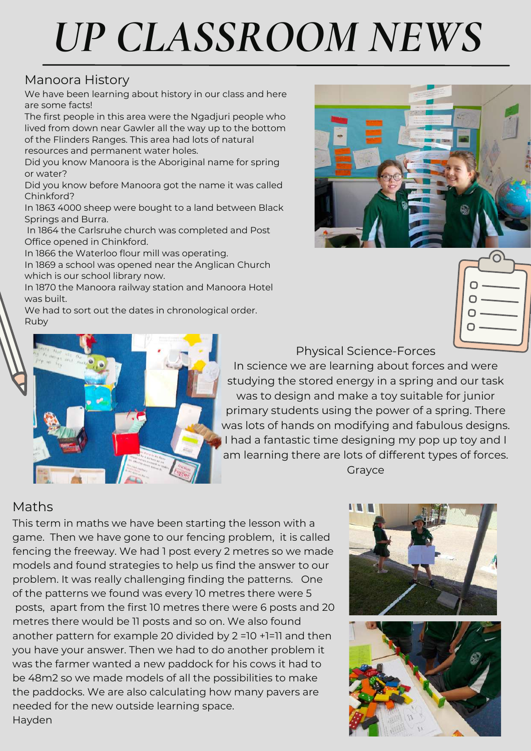# UP CLASSROOM NEWS

## Manoora History

We have been learning about history in our class and here are some facts!

The first people in this area were the Ngadjuri people who lived from down near Gawler all the way up to the bottom of the Flinders Ranges. This area had lots of natural resources and permanent water holes.

Did you know Manoora is the Aboriginal name for spring or water?

Did you know before Manoora got the name it was called Chinkford?

In 1863 4000 sheep were bought to a land between Black Springs and Burra.

In 1864 the Carlsruhe church was completed and Post Office opened in Chinkford.

In 1866 the Waterloo flour mill was operating.

In 1869 a school was opened near the Anglican Church which is our school library now.

In 1870 the Manoora railway station and Manoora Hotel was built.

We had to sort out the dates in chronological order.

Ruby

## Physical Science-Forces

In science we are learning about forces and were studying the stored energy in a spring and our task was to design and make a toy suitable for junior primary students using the power of a spring. There was lots of hands on modifying and fabulous designs. I had a fantastic time designing my pop up toy and I am learning there are lots of different types of forces.

Grayce

## Maths

This term in maths we have been starting the lesson with a game. Then we have gone to our fencing problem, it is called fencing the freeway. We had 1 post every 2 metres so we made models and found strategies to help us find the answer to our problem. It was really challenging finding the patterns. One of the patterns we found was every 10 metres there were 5 posts, apart from the first 10 metres there were 6 posts and 20 metres there would be 11 posts and so on. We also found another pattern for example 20 divided by 2 =10 +1=11 and then you have your answer. Then we had to do another problem it was the farmer wanted a new paddock for his cows it had to be 48m2 so we made models of all the possibilities to make the paddocks. We are also calculating how many pavers are needed for the new outside learning space.

Hayden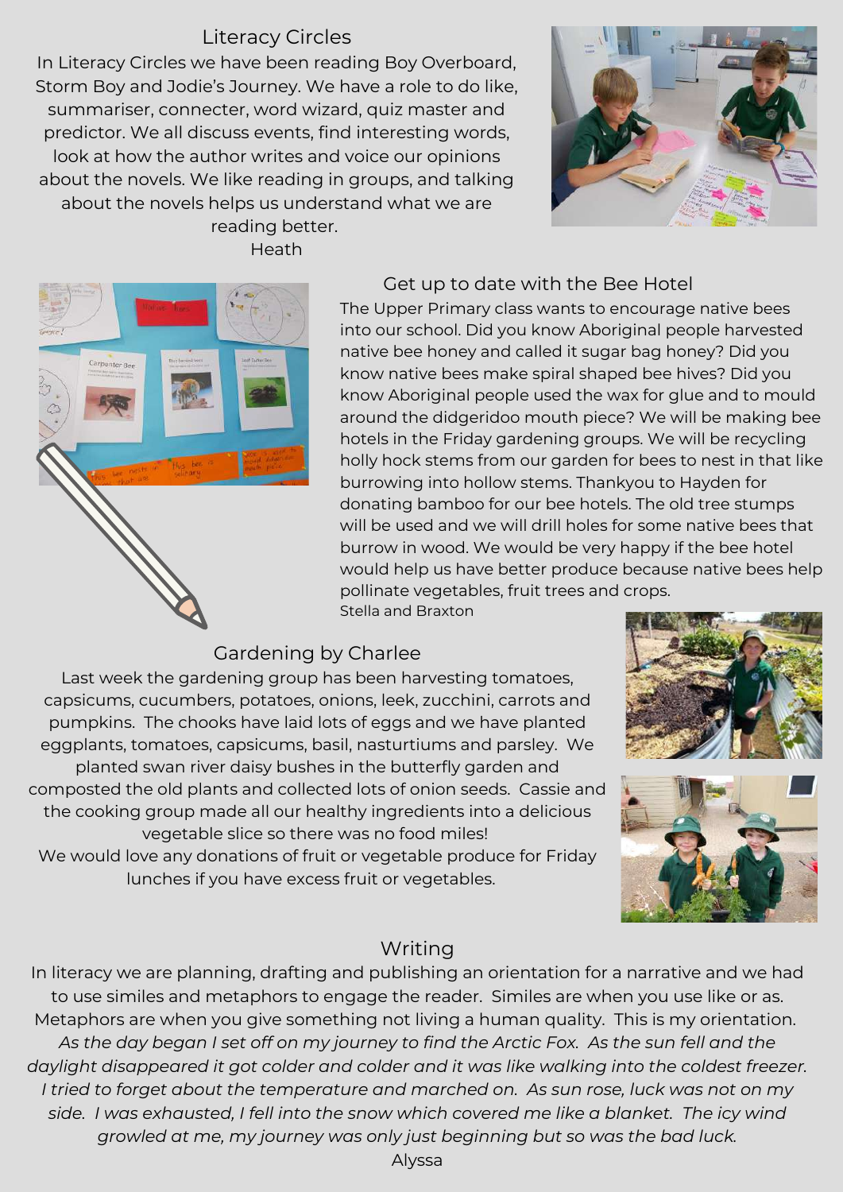## Literacy Circles

In Literacy Circles we have been reading Boy Overboard, Storm Boy and Jodie's Journey. We have a role to do like, summariser, connecter, word wizard, quiz master and predictor. We all discuss events, find interesting words, look at how the author writes and voice our opinions about the novels. We like reading in groups, and talking about the novels helps us understand what we are reading better.

Heath

## Get up to date with the Bee Hotel

The Upper Primary class wants to encourage native bees into our school. Did you know Aboriginal people harvested native bee honey and called it sugar bag honey? Did you know native bees make spiral shaped bee hives? Did you know Aboriginal people used the wax for glue and to mould around the didgeridoo mouth piece? We will be making bee hotels in the Friday gardening groups. We will be recycling holly hock stems from our garden for bees to nest in that like burrowing into hollow stems. Thankyou to Hayden for donating bamboo for our bee hotels. The old tree stumps will be used and we will drill holes for some native bees that burrow in wood. We would be very happy if the bee hotel would help us have better produce because native bees help pollinate vegetables, fruit trees and crops.

Stella and Braxton

## Gardening by Charlee

Last week the gardening group has been harvesting tomatoes, capsicums, cucumbers, potatoes, onions, leek, zucchini, carrots and pumpkins. The chooks have laid lots of eggs and we have planted eggplants, tomatoes, capsicums, basil, nasturtiums and parsley. We planted swan river daisy bushes in the butterfly garden and composted the old plants and collected lots of onion seeds. Cassie and the cooking group made all our healthy ingredients into a delicious vegetable slice so there was no food miles!

We would love any donations of fruit or vegetable produce for Friday lunches if you have excess fruit or vegetables.

## Writing

In literacy we are planning, drafting and publishing an orientation for a narrative and we had to use similes and metaphors to engage the reader. Similes are when you use like or as. Metaphors are when you give something not living a human quality. This is my orientation.

*As the day began I set off on my journey to find the Arctic Fox. As the sun fell and the daylight disappeared it got colder and colder and it was like walking into the coldest freezer. I tried to forget about the temperature and marched on. As sun rose, luck was not on my side. I was exhausted, I fell into the snow which covered me like a blanket. The icy wind growled at me, my journey was only just beginning but so was the bad luck.*

Alyssa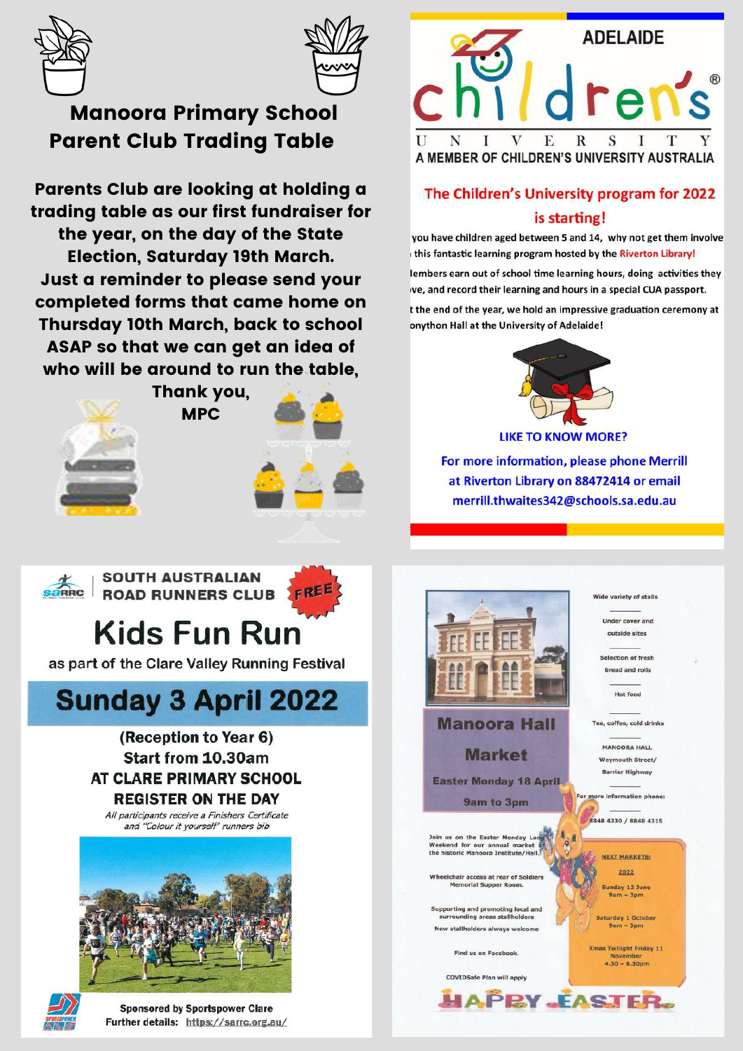## Manoora Primary School Parent Club Trading Table

**Parents Club are looking at holding a trading table as our first fundraiser for the year, on the day of the State Election, Saturday 19th March. Just a reminder to please send your completed forms that came home on Thursday 10th March, back to school ASAP so that we can get an idea of who will be around to run the table,**

**Thank you,**
**MPC**

---

## ADELAIDE children's UNIVERSITY

A MEMBER OF CHILDREN'S UNIVERSITY AUSTRALIA

### The Children's University program for 2022 is starting!

If you have children aged between 5 and 14, why not get them involved in this fantastic learning program hosted by the **Riverton Library!**

Members earn out of school time learning hours, doing activities they love, and record their learning and hours in a special CUA passport.

At the end of the year, we hold an impressive graduation ceremony at Bonython Hall at the University of Adelaide!

**LIKE TO KNOW MORE?**

For more information, please phone Merrill at Riverton Library on 88472414 or email merrill.thwaites342@schools.sa.edu.au

---

## SOUTH AUSTRALIAN ROAD RUNNERS CLUB

FREE

# Kids Fun Run

as part of the Clare Valley Running Festival

## Sunday 3 April 2022

**(Reception to Year 6)**
**Start from 10.30am**
**AT CLARE PRIMARY SCHOOL**
**REGISTER ON THE DAY**

*All participants receive a Finishers Certificate and "Colour it yourself" runners bib*

**Sponsored by Sportspower Clare**
**Further details: https://sarrc.org.au/**

---

## Manoora Hall Market

**Easter Monday 18 April**
**9am to 3pm**

Wide variety of stalls

Under cover and outside sites

Selection of fresh bread and rolls

Hot food

Tea, coffee, cold drinks

MANOORA HALL
Weymouth Street/
Barrier Highway

For more information phone:
8848 4330 / 8848 4315

Join us on the Easter Monday Long Weekend for our annual market at the historic Manoora Institute/Hall.

Wheelchair access at rear of Soldiers Memorial Supper Room.

Supporting and promoting local and surrounding areas stallholders

New stallholders always welcome

Find us on Facebook.

COVIDSafe Plan will apply

**NEXT MARKETS:**

**2022**

Sunday 12 June
9am – 3pm

Saturday 1 October
9am – 3pm

Xmas Twilight Friday 11 November
4.30 – 8.30pm

HAPPY EASTER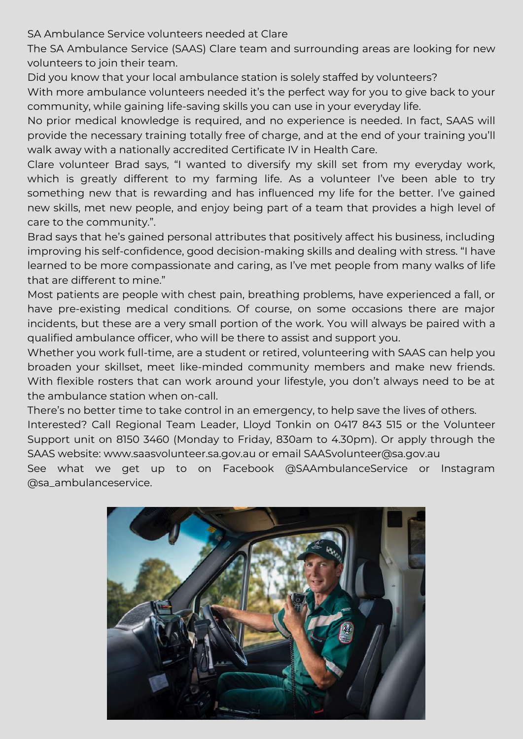SA Ambulance Service volunteers needed at Clare

The SA Ambulance Service (SAAS) Clare team and surrounding areas are looking for new volunteers to join their team.

Did you know that your local ambulance station is solely staffed by volunteers?

With more ambulance volunteers needed it's the perfect way for you to give back to your community, while gaining life-saving skills you can use in your everyday life.

No prior medical knowledge is required, and no experience is needed. In fact, SAAS will provide the necessary training totally free of charge, and at the end of your training you'll walk away with a nationally accredited Certificate IV in Health Care.

Clare volunteer Brad says, "I wanted to diversify my skill set from my everyday work, which is greatly different to my farming life. As a volunteer I've been able to try something new that is rewarding and has influenced my life for the better. I've gained new skills, met new people, and enjoy being part of a team that provides a high level of care to the community.".

Brad says that he's gained personal attributes that positively affect his business, including improving his self-confidence, good decision-making skills and dealing with stress. "I have learned to be more compassionate and caring, as I've met people from many walks of life that are different to mine."

Most patients are people with chest pain, breathing problems, have experienced a fall, or have pre-existing medical conditions. Of course, on some occasions there are major incidents, but these are a very small portion of the work. You will always be paired with a qualified ambulance officer, who will be there to assist and support you.

Whether you work full-time, are a student or retired, volunteering with SAAS can help you broaden your skillset, meet like-minded community members and make new friends. With flexible rosters that can work around your lifestyle, you don't always need to be at the ambulance station when on-call.

There's no better time to take control in an emergency, to help save the lives of others.

Interested? Call Regional Team Leader, Lloyd Tonkin on 0417 843 515 or the Volunteer Support unit on 8150 3460 (Monday to Friday, 830am to 4.30pm). Or apply through the SAAS website: www.saasvolunteer.sa.gov.au or email SAASvolunteer@sa.gov.au

See what we get up to on Facebook @SAAmbulanceService or Instagram @sa_ambulanceservice.